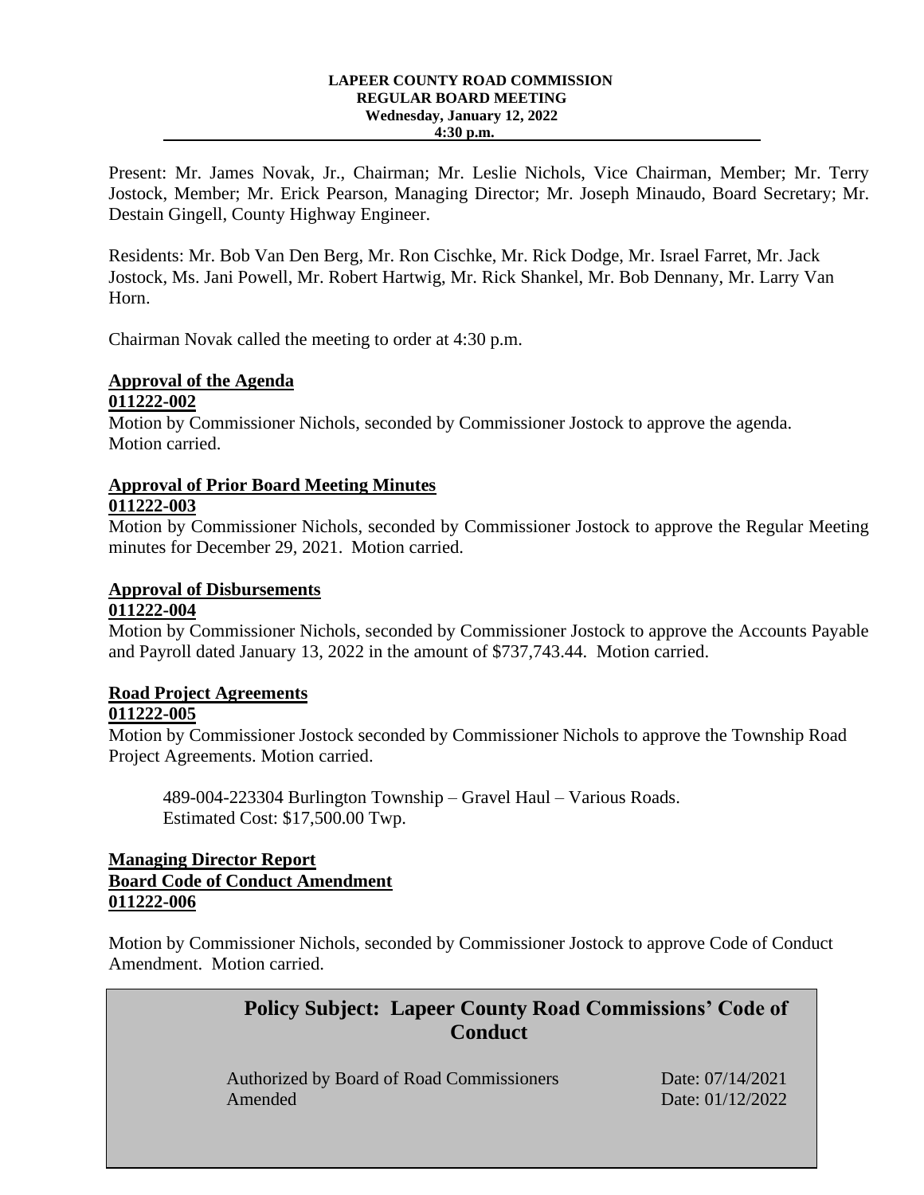**LAPEER COUNTY ROAD COMMISSION**
**REGULAR BOARD MEETING**
**Wednesday, January 12, 2022**
**4:30 p.m.**

Present: Mr. James Novak, Jr., Chairman; Mr. Leslie Nichols, Vice Chairman, Member; Mr. Terry Jostock, Member; Mr. Erick Pearson, Managing Director; Mr. Joseph Minaudo, Board Secretary; Mr. Destain Gingell, County Highway Engineer.

Residents: Mr. Bob Van Den Berg, Mr. Ron Cischke, Mr. Rick Dodge, Mr. Israel Farret, Mr. Jack Jostock, Ms. Jani Powell, Mr. Robert Hartwig, Mr. Rick Shankel, Mr. Bob Dennany, Mr. Larry Van Horn.

Chairman Novak called the meeting to order at 4:30 p.m.

**Approval of the Agenda**
**011222-002**
Motion by Commissioner Nichols, seconded by Commissioner Jostock to approve the agenda. Motion carried.

**Approval of Prior Board Meeting Minutes**
**011222-003**
Motion by Commissioner Nichols, seconded by Commissioner Jostock to approve the Regular Meeting minutes for December 29, 2021. Motion carried.

**Approval of Disbursements**
**011222-004**
Motion by Commissioner Nichols, seconded by Commissioner Jostock to approve the Accounts Payable and Payroll dated January 13, 2022 in the amount of $737,743.44. Motion carried.

**Road Project Agreements**
**011222-005**
Motion by Commissioner Jostock seconded by Commissioner Nichols to approve the Township Road Project Agreements. Motion carried.

489-004-223304 Burlington Township – Gravel Haul – Various Roads.
Estimated Cost: $17,500.00 Twp.

**Managing Director Report**
**Board Code of Conduct Amendment**
**011222-006**

Motion by Commissioner Nichols, seconded by Commissioner Jostock to approve Code of Conduct Amendment. Motion carried.

**Policy Subject: Lapeer County Road Commissions' Code of Conduct**

Authorized by Board of Road Commissioners — Date: 07/14/2021
Amended — Date: 01/12/2022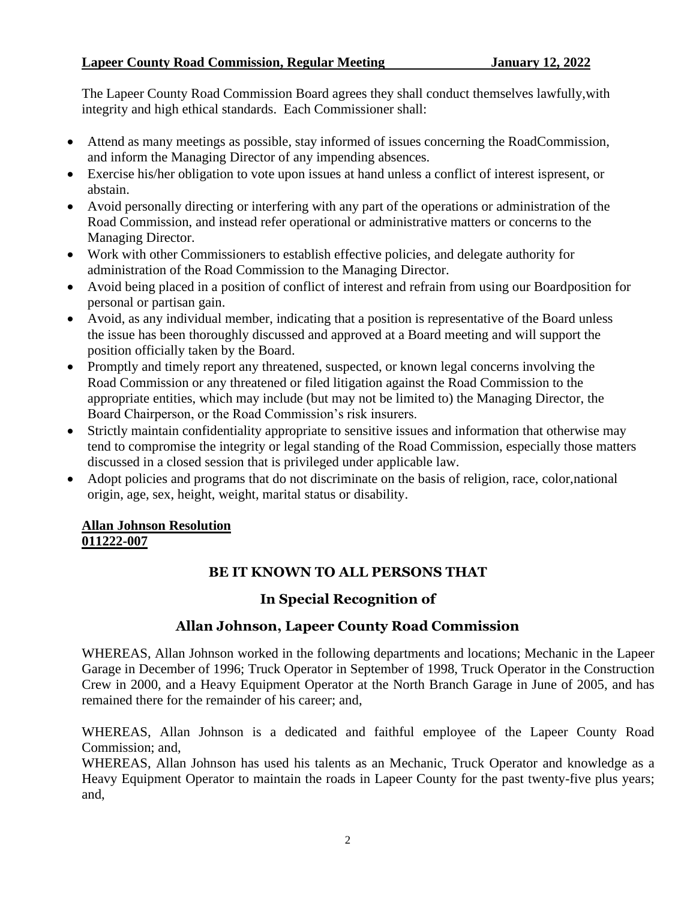The Lapeer County Road Commission Board agrees they shall conduct themselves lawfully,with integrity and high ethical standards. Each Commissioner shall:

- Attend as many meetings as possible, stay informed of issues concerning the RoadCommission, and inform the Managing Director of any impending absences.
- Exercise his/her obligation to vote upon issues at hand unless a conflict of interest ispresent, or abstain.
- Avoid personally directing or interfering with any part of the operations or administration of the Road Commission, and instead refer operational or administrative matters or concerns to the Managing Director.
- Work with other Commissioners to establish effective policies, and delegate authority for administration of the Road Commission to the Managing Director.
- Avoid being placed in a position of conflict of interest and refrain from using our Boardposition for personal or partisan gain.
- Avoid, as any individual member, indicating that a position is representative of the Board unless the issue has been thoroughly discussed and approved at a Board meeting and will support the position officially taken by the Board.
- Promptly and timely report any threatened, suspected, or known legal concerns involving the Road Commission or any threatened or filed litigation against the Road Commission to the appropriate entities, which may include (but may not be limited to) the Managing Director, the Board Chairperson, or the Road Commission's risk insurers.
- Strictly maintain confidentiality appropriate to sensitive issues and information that otherwise may tend to compromise the integrity or legal standing of the Road Commission, especially those matters discussed in a closed session that is privileged under applicable law.
- Adopt policies and programs that do not discriminate on the basis of religion, race, color,national origin, age, sex, height, weight, marital status or disability.

**Allan Johnson Resolution**
**011222-007**

### BE IT KNOWN TO ALL PERSONS THAT

### In Special Recognition of

### Allan Johnson, Lapeer County Road Commission

WHEREAS, Allan Johnson worked in the following departments and locations; Mechanic in the Lapeer Garage in December of 1996; Truck Operator in September of 1998, Truck Operator in the Construction Crew in 2000, and a Heavy Equipment Operator at the North Branch Garage in June of 2005, and has remained there for the remainder of his career; and,

WHEREAS, Allan Johnson is a dedicated and faithful employee of the Lapeer County Road Commission; and,

WHEREAS, Allan Johnson has used his talents as an Mechanic, Truck Operator and knowledge as a Heavy Equipment Operator to maintain the roads in Lapeer County for the past twenty-five plus years; and,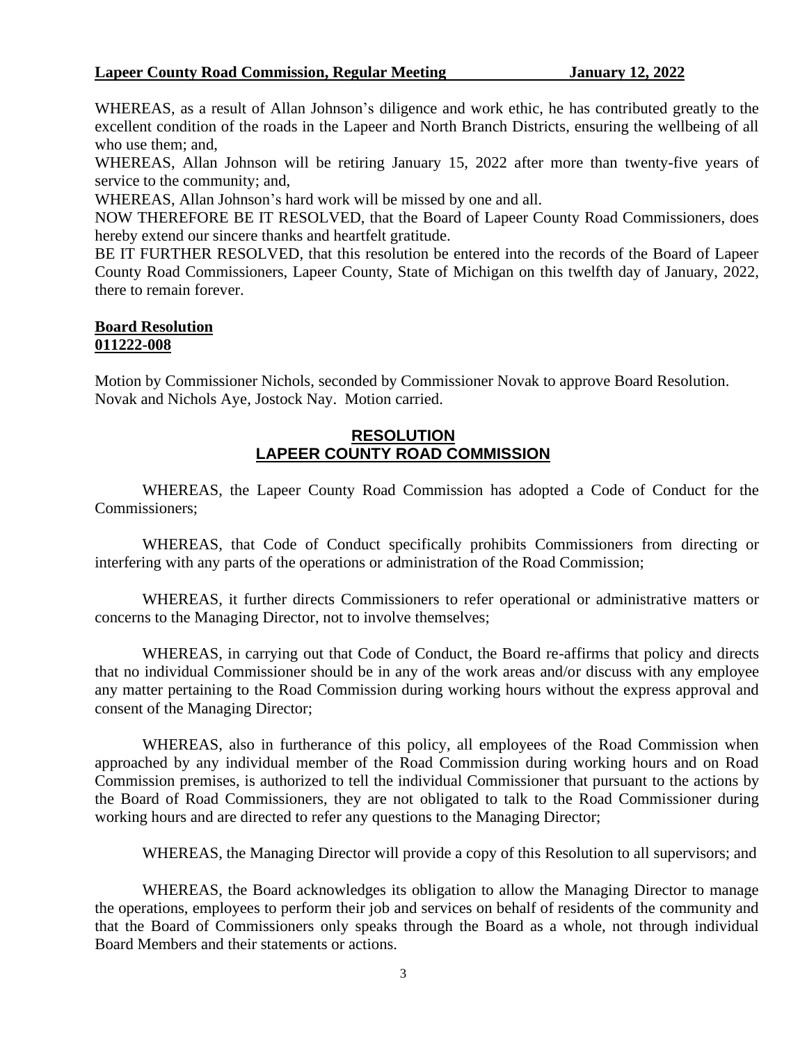WHEREAS, as a result of Allan Johnson's diligence and work ethic, he has contributed greatly to the excellent condition of the roads in the Lapeer and North Branch Districts, ensuring the wellbeing of all who use them; and,

WHEREAS, Allan Johnson will be retiring January 15, 2022 after more than twenty-five years of service to the community; and,

WHEREAS, Allan Johnson's hard work will be missed by one and all.

NOW THEREFORE BE IT RESOLVED, that the Board of Lapeer County Road Commissioners, does hereby extend our sincere thanks and heartfelt gratitude.

BE IT FURTHER RESOLVED, that this resolution be entered into the records of the Board of Lapeer County Road Commissioners, Lapeer County, State of Michigan on this twelfth day of January, 2022, there to remain forever.

**Board Resolution**
**011222-008**

Motion by Commissioner Nichols, seconded by Commissioner Novak to approve Board Resolution. Novak and Nichols Aye, Jostock Nay. Motion carried.

## RESOLUTION
## LAPEER COUNTY ROAD COMMISSION

WHEREAS, the Lapeer County Road Commission has adopted a Code of Conduct for the Commissioners;

WHEREAS, that Code of Conduct specifically prohibits Commissioners from directing or interfering with any parts of the operations or administration of the Road Commission;

WHEREAS, it further directs Commissioners to refer operational or administrative matters or concerns to the Managing Director, not to involve themselves;

WHEREAS, in carrying out that Code of Conduct, the Board re-affirms that policy and directs that no individual Commissioner should be in any of the work areas and/or discuss with any employee any matter pertaining to the Road Commission during working hours without the express approval and consent of the Managing Director;

WHEREAS, also in furtherance of this policy, all employees of the Road Commission when approached by any individual member of the Road Commission during working hours and on Road Commission premises, is authorized to tell the individual Commissioner that pursuant to the actions by the Board of Road Commissioners, they are not obligated to talk to the Road Commissioner during working hours and are directed to refer any questions to the Managing Director;

WHEREAS, the Managing Director will provide a copy of this Resolution to all supervisors; and

WHEREAS, the Board acknowledges its obligation to allow the Managing Director to manage the operations, employees to perform their job and services on behalf of residents of the community and that the Board of Commissioners only speaks through the Board as a whole, not through individual Board Members and their statements or actions.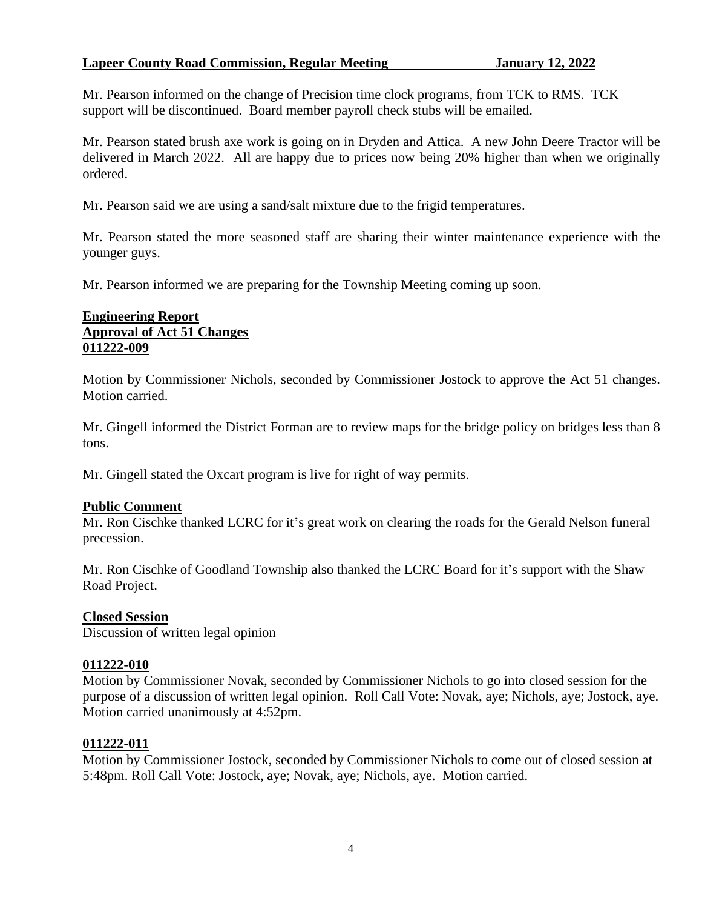Mr. Pearson informed on the change of Precision time clock programs, from TCK to RMS. TCK support will be discontinued. Board member payroll check stubs will be emailed.

Mr. Pearson stated brush axe work is going on in Dryden and Attica. A new John Deere Tractor will be delivered in March 2022. All are happy due to prices now being 20% higher than when we originally ordered.

Mr. Pearson said we are using a sand/salt mixture due to the frigid temperatures.

Mr. Pearson stated the more seasoned staff are sharing their winter maintenance experience with the younger guys.

Mr. Pearson informed we are preparing for the Township Meeting coming up soon.

**Engineering Report**
**Approval of Act 51 Changes**
**011222-009**

Motion by Commissioner Nichols, seconded by Commissioner Jostock to approve the Act 51 changes. Motion carried.

Mr. Gingell informed the District Forman are to review maps for the bridge policy on bridges less than 8 tons.

Mr. Gingell stated the Oxcart program is live for right of way permits.

**Public Comment**

Mr. Ron Cischke thanked LCRC for it's great work on clearing the roads for the Gerald Nelson funeral precession.

Mr. Ron Cischke of Goodland Township also thanked the LCRC Board for it's support with the Shaw Road Project.

**Closed Session**

Discussion of written legal opinion

**011222-010**

Motion by Commissioner Novak, seconded by Commissioner Nichols to go into closed session for the purpose of a discussion of written legal opinion. Roll Call Vote: Novak, aye; Nichols, aye; Jostock, aye. Motion carried unanimously at 4:52pm.

**011222-011**

Motion by Commissioner Jostock, seconded by Commissioner Nichols to come out of closed session at 5:48pm. Roll Call Vote: Jostock, aye; Novak, aye; Nichols, aye. Motion carried.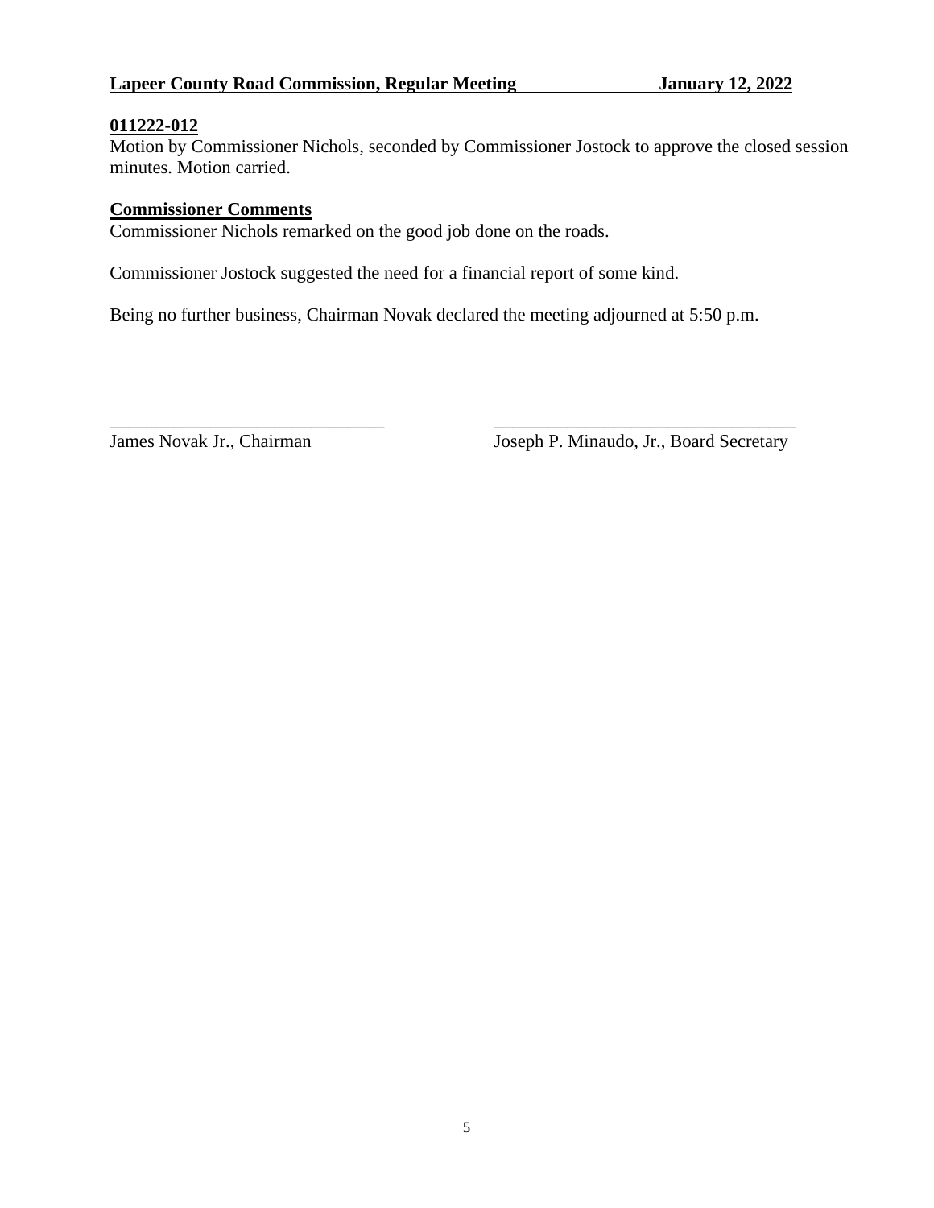**011222-012**
Motion by Commissioner Nichols, seconded by Commissioner Jostock to approve the closed session minutes. Motion carried.

**Commissioner Comments**
Commissioner Nichols remarked on the good job done on the roads.

Commissioner Jostock suggested the need for a financial report of some kind.

Being no further business, Chairman Novak declared the meeting adjourned at 5:50 p.m.

\_\_\_\_\_\_\_\_\_\_\_\_\_\_\_\_\_\_\_\_\_\_\_\_\_\_\_\_\_\_
James Novak Jr., Chairman

\_\_\_\_\_\_\_\_\_\_\_\_\_\_\_\_\_\_\_\_\_\_\_\_\_\_\_\_\_\_\_\_\_\_
Joseph P. Minaudo, Jr., Board Secretary